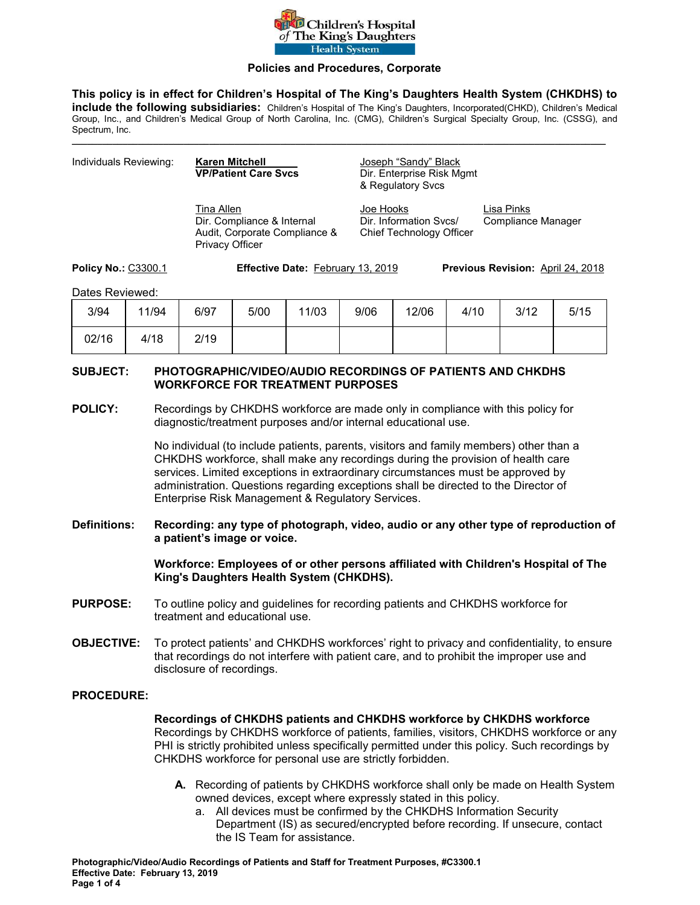Children's Hospital of The King's Daughters Health System

**Policies and Procedures, Corporate**

**This policy is in effect for Children's Hospital of The King's Daughters Health System (CHKDHS) to include the following subsidiaries:** Children's Hospital of The King's Daughters, Incorporated(CHKD), Children's Medical Group, Inc., and Children's Medical Group of North Carolina, Inc. (CMG), Children's Surgical Specialty Group, Inc. (CSSG), and Spectrum, Inc.

---

Individuals Reviewing:

- **Karen Mitchell**, **VP/Patient Care Svcs**
- Joseph "Sandy" Black, Dir. Enterprise Risk Mgmt & Regulatory Svcs
- Tina Allen, Dir. Compliance & Internal Audit, Corporate Compliance & Privacy Officer
- Joe Hooks, Dir. Information Svcs/ Chief Technology Officer
- Lisa Pinks, Compliance Manager

**Policy No.:** C3300.1 **Effective Date:** February 13, 2019 **Previous Revision:** April 24, 2018

Dates Reviewed:

| 3/94 | 11/94 | 6/97 | 5/00 | 11/03 | 9/06 | 12/06 | 4/10 | 3/12 | 5/15 |
|---|---|---|---|---|---|---|---|---|---|
| 02/16 | 4/18 | 2/19 | | | | | | | |

**SUBJECT:** **PHOTOGRAPHIC/VIDEO/AUDIO RECORDINGS OF PATIENTS AND CHKDHS WORKFORCE FOR TREATMENT PURPOSES**

**POLICY:** Recordings by CHKDHS workforce are made only in compliance with this policy for diagnostic/treatment purposes and/or internal educational use.

No individual (to include patients, parents, visitors and family members) other than a CHKDHS workforce, shall make any recordings during the provision of health care services. Limited exceptions in extraordinary circumstances must be approved by administration. Questions regarding exceptions shall be directed to the Director of Enterprise Risk Management & Regulatory Services.

**Definitions:** **Recording: any type of photograph, video, audio or any other type of reproduction of a patient's image or voice.**

**Workforce: Employees of or other persons affiliated with Children's Hospital of The King's Daughters Health System (CHKDHS).**

**PURPOSE:** To outline policy and guidelines for recording patients and CHKDHS workforce for treatment and educational use.

**OBJECTIVE:** To protect patients' and CHKDHS workforces' right to privacy and confidentiality, to ensure that recordings do not interfere with patient care, and to prohibit the improper use and disclosure of recordings.

**PROCEDURE:**

**Recordings of CHKDHS patients and CHKDHS workforce by CHKDHS workforce**
Recordings by CHKDHS workforce of patients, families, visitors, CHKDHS workforce or any PHI is strictly prohibited unless specifically permitted under this policy. Such recordings by CHKDHS workforce for personal use are strictly forbidden.

**A.** Recording of patients by CHKDHS workforce shall only be made on Health System owned devices, except where expressly stated in this policy.
   a. All devices must be confirmed by the CHKDHS Information Security Department (IS) as secured/encrypted before recording. If unsecure, contact the IS Team for assistance.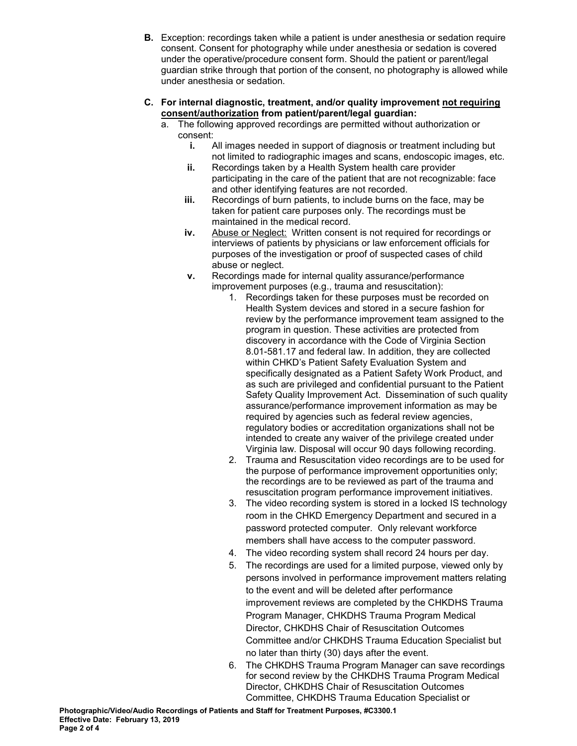**B.** Exception: recordings taken while a patient is under anesthesia or sedation require consent. Consent for photography while under anesthesia or sedation is covered under the operative/procedure consent form. Should the patient or parent/legal guardian strike through that portion of the consent, no photography is allowed while under anesthesia or sedation.

**C. For internal diagnostic, treatment, and/or quality improvement <u>not requiring consent/authorization</u> from patient/parent/legal guardian:**

a. The following approved recordings are permitted without authorization or consent:

   **i.** All images needed in support of diagnosis or treatment including but not limited to radiographic images and scans, endoscopic images, etc.

   **ii.** Recordings taken by a Health System health care provider participating in the care of the patient that are not recognizable: face and other identifying features are not recorded.

   **iii.** Recordings of burn patients, to include burns on the face, may be taken for patient care purposes only. The recordings must be maintained in the medical record.

   **iv.** <u>Abuse or Neglect:</u> Written consent is not required for recordings or interviews of patients by physicians or law enforcement officials for purposes of the investigation or proof of suspected cases of child abuse or neglect.

   **v.** Recordings made for internal quality assurance/performance improvement purposes (e.g., trauma and resuscitation):

   1. Recordings taken for these purposes must be recorded on Health System devices and stored in a secure fashion for review by the performance improvement team assigned to the program in question. These activities are protected from discovery in accordance with the Code of Virginia Section 8.01-581.17 and federal law. In addition, they are collected within CHKD's Patient Safety Evaluation System and specifically designated as a Patient Safety Work Product, and as such are privileged and confidential pursuant to the Patient Safety Quality Improvement Act. Dissemination of such quality assurance/performance improvement information as may be required by agencies such as federal review agencies, regulatory bodies or accreditation organizations shall not be intended to create any waiver of the privilege created under Virginia law. Disposal will occur 90 days following recording.
   2. Trauma and Resuscitation video recordings are to be used for the purpose of performance improvement opportunities only; the recordings are to be reviewed as part of the trauma and resuscitation program performance improvement initiatives.
   3. The video recording system is stored in a locked IS technology room in the CHKD Emergency Department and secured in a password protected computer. Only relevant workforce members shall have access to the computer password.
   4. The video recording system shall record 24 hours per day.
   5. The recordings are used for a limited purpose, viewed only by persons involved in performance improvement matters relating to the event and will be deleted after performance improvement reviews are completed by the CHKDHS Trauma Program Manager, CHKDHS Trauma Program Medical Director, CHKDHS Chair of Resuscitation Outcomes Committee and/or CHKDHS Trauma Education Specialist but no later than thirty (30) days after the event.
   6. The CHKDHS Trauma Program Manager can save recordings for second review by the CHKDHS Trauma Program Medical Director, CHKDHS Chair of Resuscitation Outcomes Committee, CHKDHS Trauma Education Specialist or

**Photographic/Video/Audio Recordings of Patients and Staff for Treatment Purposes, #C3300.1**
**Effective Date: February 13, 2019**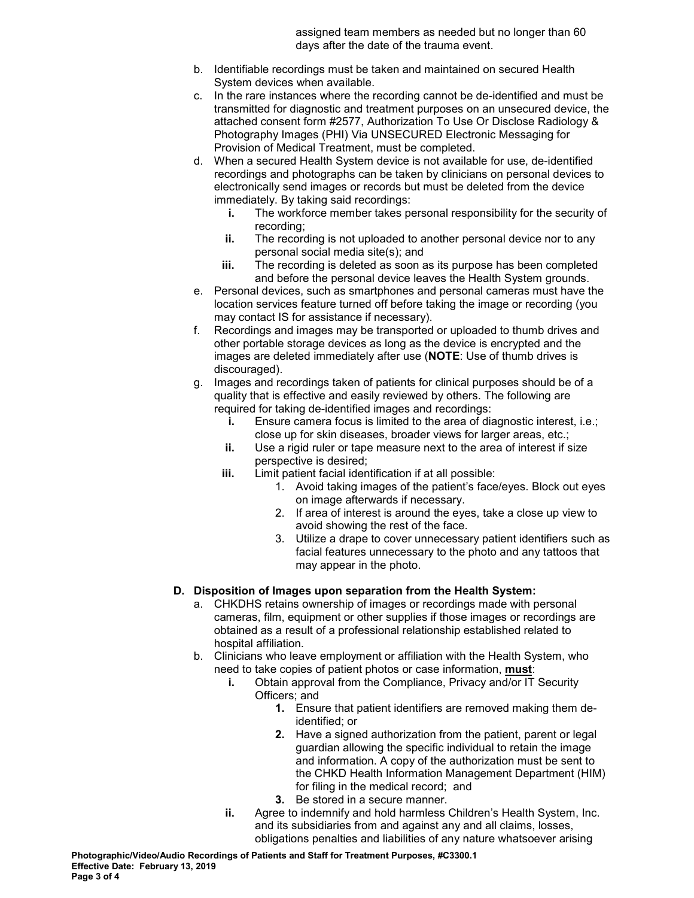assigned team members as needed but no longer than 60 days after the date of the trauma event.

b. Identifiable recordings must be taken and maintained on secured Health System devices when available.

c. In the rare instances where the recording cannot be de-identified and must be transmitted for diagnostic and treatment purposes on an unsecured device, the attached consent form #2577, Authorization To Use Or Disclose Radiology & Photography Images (PHI) Via UNSECURED Electronic Messaging for Provision of Medical Treatment, must be completed.

d. When a secured Health System device is not available for use, de-identified recordings and photographs can be taken by clinicians on personal devices to electronically send images or records but must be deleted from the device immediately. By taking said recordings:
   - **i.** The workforce member takes personal responsibility for the security of recording;
   - **ii.** The recording is not uploaded to another personal device nor to any personal social media site(s); and
   - **iii.** The recording is deleted as soon as its purpose has been completed and before the personal device leaves the Health System grounds.

e. Personal devices, such as smartphones and personal cameras must have the location services feature turned off before taking the image or recording (you may contact IS for assistance if necessary).

f. Recordings and images may be transported or uploaded to thumb drives and other portable storage devices as long as the device is encrypted and the images are deleted immediately after use (**NOTE**: Use of thumb drives is discouraged).

g. Images and recordings taken of patients for clinical purposes should be of a quality that is effective and easily reviewed by others. The following are required for taking de-identified images and recordings:
   - **i.** Ensure camera focus is limited to the area of diagnostic interest, i.e.; close up for skin diseases, broader views for larger areas, etc.;
   - **ii.** Use a rigid ruler or tape measure next to the area of interest if size perspective is desired;
   - **iii.** Limit patient facial identification if at all possible:
     1. Avoid taking images of the patient's face/eyes. Block out eyes on image afterwards if necessary.
     2. If area of interest is around the eyes, take a close up view to avoid showing the rest of the face.
     3. Utilize a drape to cover unnecessary patient identifiers such as facial features unnecessary to the photo and any tattoos that may appear in the photo.

**D. Disposition of Images upon separation from the Health System:**

a. CHKDHS retains ownership of images or recordings made with personal cameras, film, equipment or other supplies if those images or recordings are obtained as a result of a professional relationship established related to hospital affiliation.

b. Clinicians who leave employment or affiliation with the Health System, who need to take copies of patient photos or case information, **must**:
   - **i.** Obtain approval from the Compliance, Privacy and/or IT Security Officers; and
     1. Ensure that patient identifiers are removed making them de-identified; or
     2. Have a signed authorization from the patient, parent or legal guardian allowing the specific individual to retain the image and information. A copy of the authorization must be sent to the CHKD Health Information Management Department (HIM) for filing in the medical record; and
     3. Be stored in a secure manner.
   - **ii.** Agree to indemnify and hold harmless Children's Health System, Inc. and its subsidiaries from and against any and all claims, losses, obligations penalties and liabilities of any nature whatsoever arising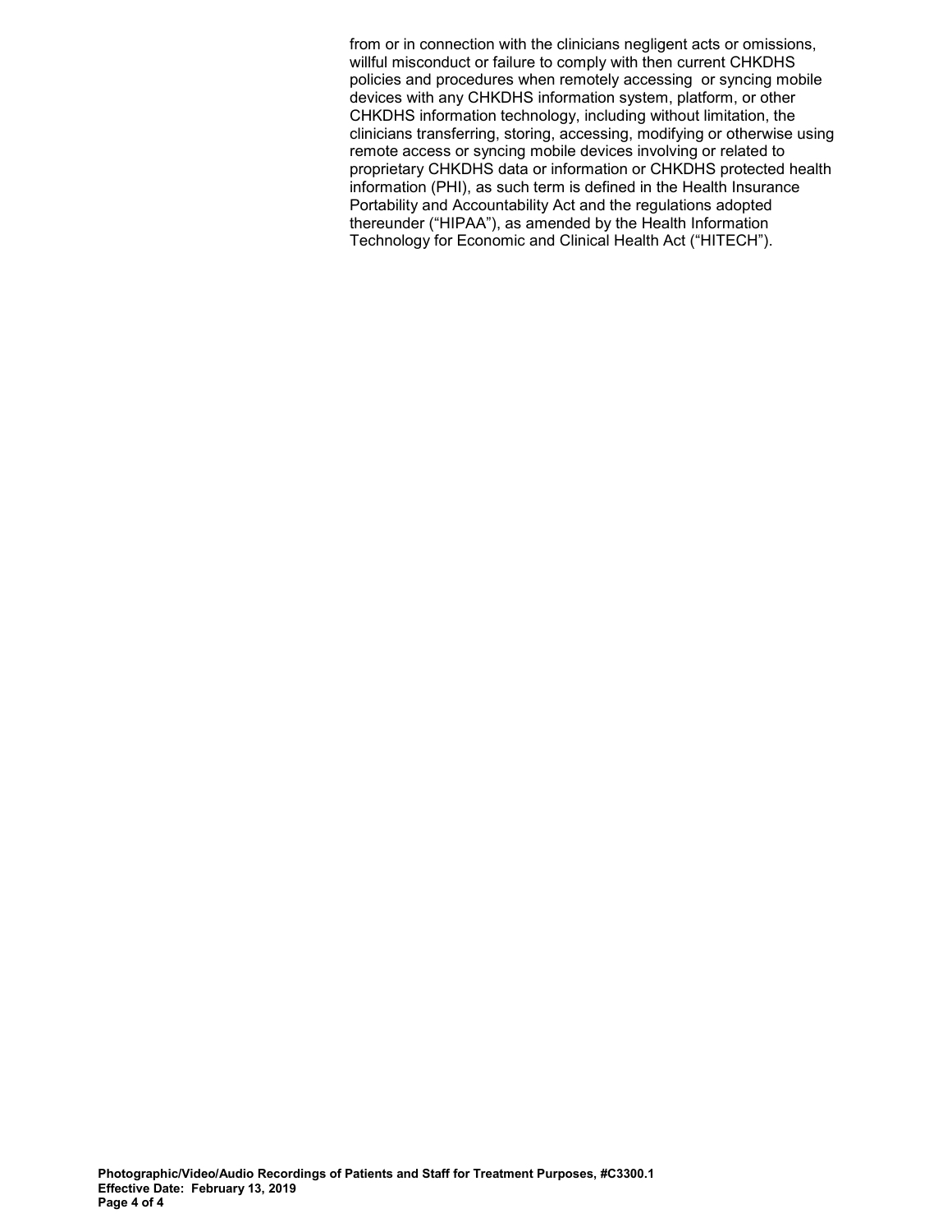from or in connection with the clinicians negligent acts or omissions, willful misconduct or failure to comply with then current CHKDHS policies and procedures when remotely accessing or syncing mobile devices with any CHKDHS information system, platform, or other CHKDHS information technology, including without limitation, the clinicians transferring, storing, accessing, modifying or otherwise using remote access or syncing mobile devices involving or related to proprietary CHKDHS data or information or CHKDHS protected health information (PHI), as such term is defined in the Health Insurance Portability and Accountability Act and the regulations adopted thereunder ("HIPAA"), as amended by the Health Information Technology for Economic and Clinical Health Act ("HITECH").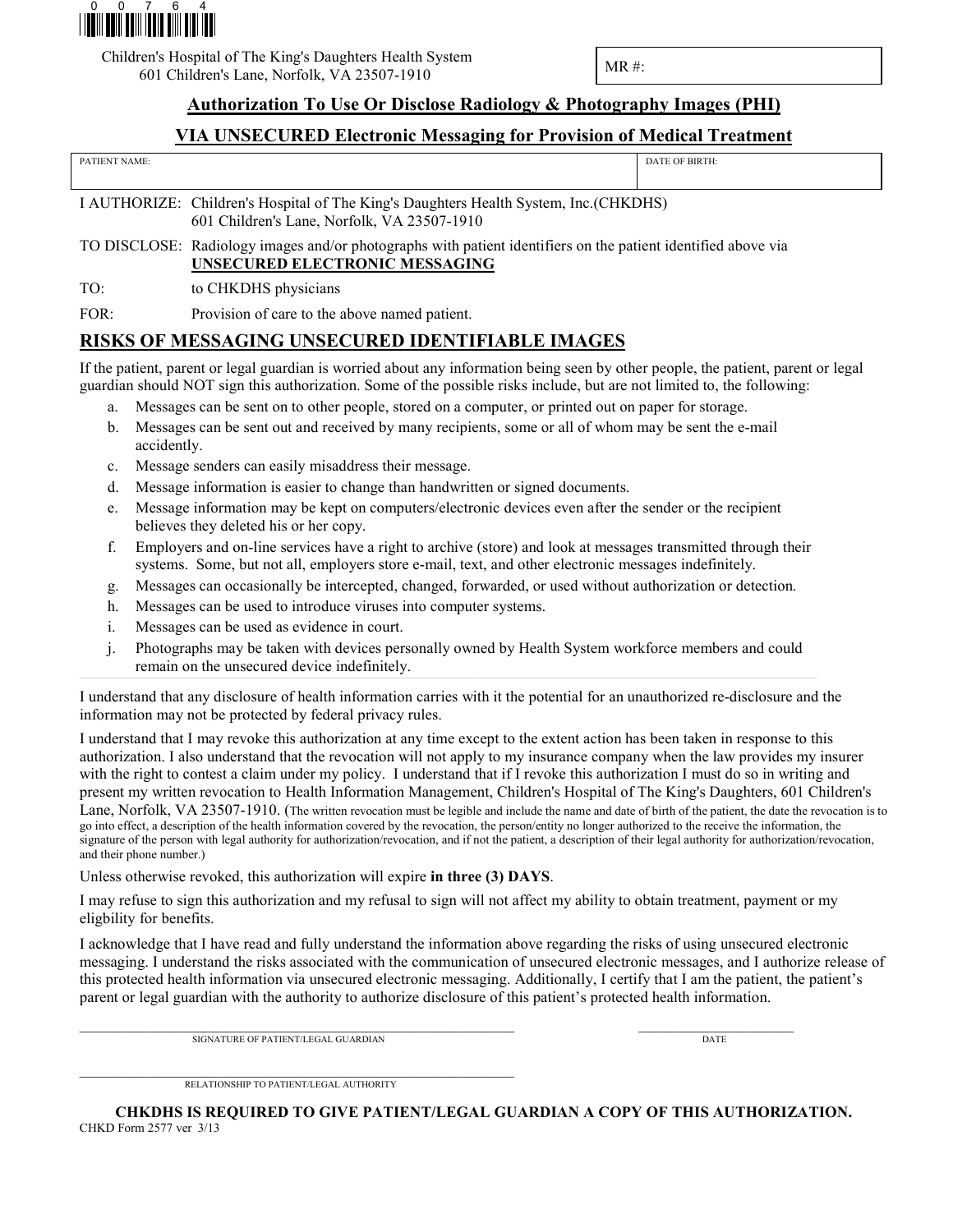0 0 7 6 4

Children's Hospital of The King's Daughters Health System
601 Children's Lane, Norfolk, VA 23507-1910

MR #:

## Authorization To Use Or Disclose Radiology & Photography Images (PHI)

## VIA UNSECURED Electronic Messaging for Provision of Medical Treatment

| PATIENT NAME: | DATE OF BIRTH: |
| --- | --- |
| | |

I AUTHORIZE: Children's Hospital of The King's Daughters Health System, Inc.(CHKDHS)
601 Children's Lane, Norfolk, VA 23507-1910

TO DISCLOSE: Radiology images and/or photographs with patient identifiers on the patient identified above via **UNSECURED ELECTRONIC MESSAGING**

TO: to CHKDHS physicians

FOR: Provision of care to the above named patient.

## RISKS OF MESSAGING UNSECURED IDENTIFIABLE IMAGES

If the patient, parent or legal guardian is worried about any information being seen by other people, the patient, parent or legal guardian should NOT sign this authorization. Some of the possible risks include, but are not limited to, the following:

a. Messages can be sent on to other people, stored on a computer, or printed out on paper for storage.
b. Messages can be sent out and received by many recipients, some or all of whom may be sent the e-mail accidently.
c. Message senders can easily misaddress their message.
d. Message information is easier to change than handwritten or signed documents.
e. Message information may be kept on computers/electronic devices even after the sender or the recipient believes they deleted his or her copy.
f. Employers and on-line services have a right to archive (store) and look at messages transmitted through their systems. Some, but not all, employers store e-mail, text, and other electronic messages indefinitely.
g. Messages can occasionally be intercepted, changed, forwarded, or used without authorization or detection.
h. Messages can be used to introduce viruses into computer systems.
i. Messages can be used as evidence in court.
j. Photographs may be taken with devices personally owned by Health System workforce members and could remain on the unsecured device indefinitely.

I understand that any disclosure of health information carries with it the potential for an unauthorized re-disclosure and the information may not be protected by federal privacy rules.

I understand that I may revoke this authorization at any time except to the extent action has been taken in response to this authorization. I also understand that the revocation will not apply to my insurance company when the law provides my insurer with the right to contest a claim under my policy. I understand that if I revoke this authorization I must do so in writing and present my written revocation to Health Information Management, Children's Hospital of The King's Daughters, 601 Children's Lane, Norfolk, VA 23507-1910. (The written revocation must be legible and include the name and date of birth of the patient, the date the revocation is to go into effect, a description of the health information covered by the revocation, the person/entity no longer authorized to the receive the information, the signature of the person with legal authority for authorization/revocation, and if not the patient, a description of their legal authority for authorization/revocation, and their phone number.)

Unless otherwise revoked, this authorization will expire **in three (3) DAYS**.

I may refuse to sign this authorization and my refusal to sign will not affect my ability to obtain treatment, payment or my eligbility for benefits.

I acknowledge that I have read and fully understand the information above regarding the risks of using unsecured electronic messaging. I understand the risks associated with the communication of unsecured electronic messages, and I authorize release of this protected health information via unsecured electronic messaging. Additionally, I certify that I am the patient, the patient's parent or legal guardian with the authority to authorize disclosure of this patient's protected health information.

\_\_\_\_\_\_\_\_\_\_\_\_\_\_\_\_\_\_\_\_\_\_\_\_\_\_\_\_\_\_\_\_\_\_\_\_\_\_\_\_ \_\_\_\_\_\_\_\_\_\_\_\_\_\_\_\_\_\_\_\_
SIGNATURE OF PATIENT/LEGAL GUARDIAN DATE

\_\_\_\_\_\_\_\_\_\_\_\_\_\_\_\_\_\_\_\_\_\_\_\_\_\_\_\_\_\_\_\_\_\_\_\_\_\_\_\_
RELATIONSHIP TO PATIENT/LEGAL AUTHORITY

**CHKDHS IS REQUIRED TO GIVE PATIENT/LEGAL GUARDIAN A COPY OF THIS AUTHORIZATION.**

CHKD Form 2577 ver 3/13